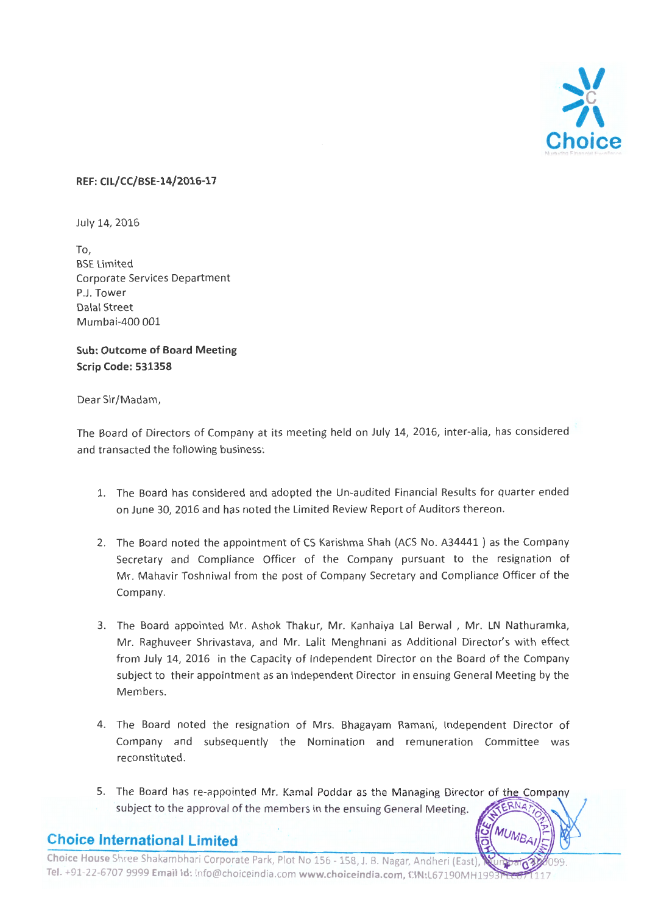**REF: CIL/CC/BSE-14/2016-17**

July 14, 2016

To,
BSE Limited
Corporate Services Department
P.J. Tower
Dalal Street
Mumbai-400 001

**Sub: Outcome of Board Meeting**
**Scrip Code: 531358**

Dear Sir/Madam,

The Board of Directors of Company at its meeting held on July 14, 2016, inter-alia, has considered and transacted the following business:

1. The Board has considered and adopted the Un-audited Financial Results for quarter ended on June 30, 2016 and has noted the Limited Review Report of Auditors thereon.

2. The Board noted the appointment of CS Karishma Shah (ACS No. A34441 ) as the Company Secretary and Compliance Officer of the Company pursuant to the resignation of Mr. Mahavir Toshniwal from the post of Company Secretary and Compliance Officer of the Company.

3. The Board appointed Mr. Ashok Thakur, Mr. Kanhaiya Lal Berwal , Mr. LN Nathuramka, Mr. Raghuveer Shrivastava, and Mr. Lalit Menghnani as Additional Director's with effect from July 14, 2016 in the Capacity of Independent Director on the Board of the Company subject to their appointment as an Independent Director in ensuing General Meeting by the Members.

4. The Board noted the resignation of Mrs. Bhagayam Ramani, Independent Director of Company and subsequently the Nomination and remuneration Committee was reconstituted.

5. The Board has re-appointed Mr. Kamal Poddar as the Managing Director of the Company subject to the approval of the members in the ensuing General Meeting.

**Choice International Limited**

Choice House Shree Shakambhari Corporate Park, Plot No 156 - 158, J. B. Nagar, Andheri (East), Mumbai 400 099.
Tel. +91-22-6707 9999 Email Id: info@choiceindia.com www.choiceindia.com, CIN:L67190MH1993PLC071117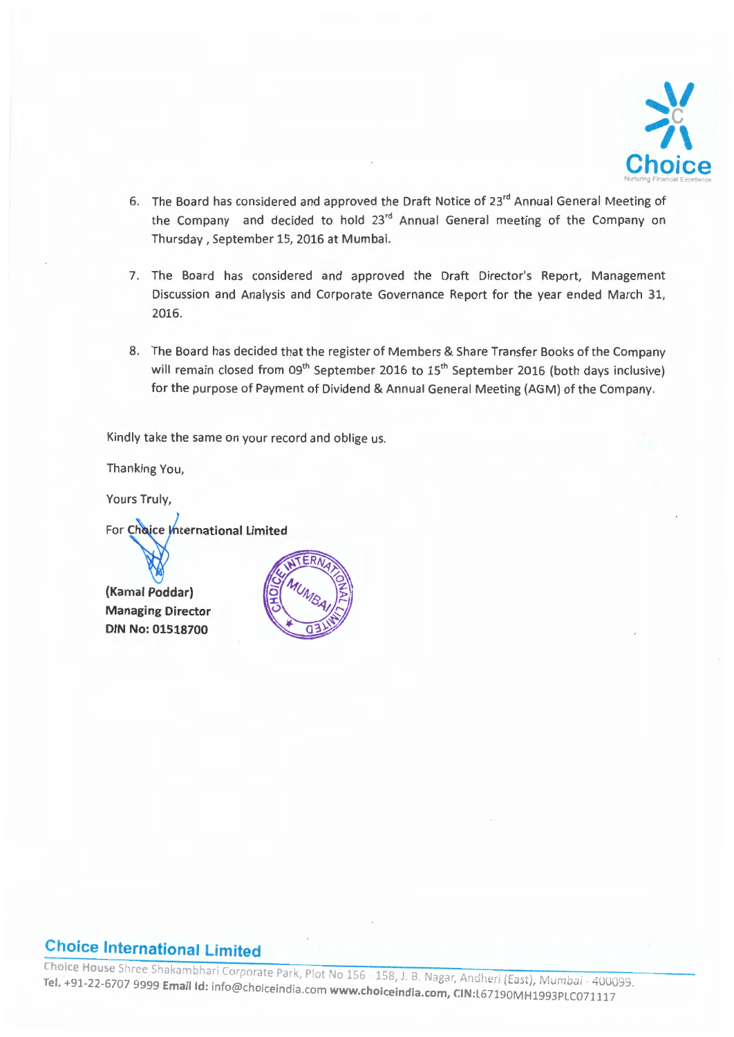6. The Board has considered and approved the Draft Notice of 23rd Annual General Meeting of the Company and decided to hold 23rd Annual General meeting of the Company on Thursday , September 15, 2016 at Mumbai.

7. The Board has considered and approved the Draft Director's Report, Management Discussion and Analysis and Corporate Governance Report for the year ended March 31, 2016.

8. The Board has decided that the register of Members & Share Transfer Books of the Company will remain closed from 09th September 2016 to 15th September 2016 (both days inclusive) for the purpose of Payment of Dividend & Annual General Meeting (AGM) of the Company.

Kindly take the same on your record and oblige us.

Thanking You,

Yours Truly,

For **Choice International Limited**

**(Kamal Poddar)**
**Managing Director**
**DIN No: 01518700**

**Choice International Limited**

Choice House Shree Shakambhari Corporate Park, Plot No 156 - 158, J. B. Nagar, Andheri (East), Mumbai - 400099.
**Tel.** +91-22-6707 9999 **Email Id:** info@choiceindia.com **www.choiceindia.com, CIN:**L67190MH1993PLC071117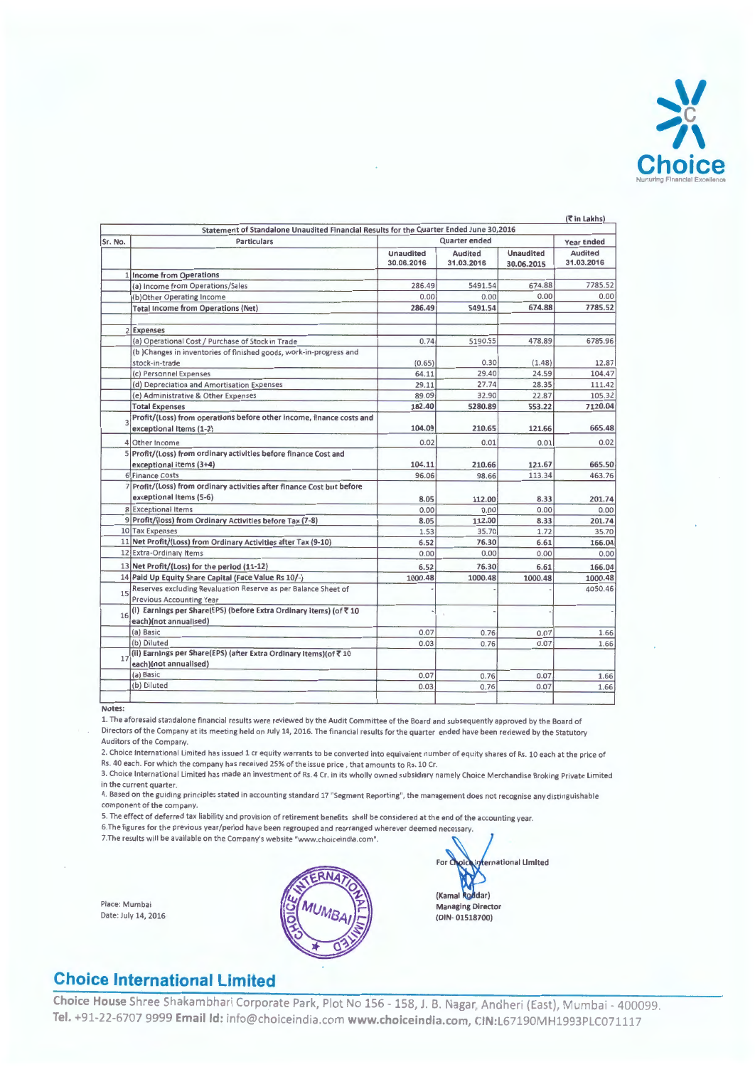Choice
Nurturing Financial Excellence

(₹ in Lakhs)

**Statement of Standalone Unaudited Financial Results for the Quarter Ended June 30,2016**

| Sr. No. | Particulars | Quarter ended | | | Year Ended |
|---|---|---|---|---|---|
| | | Unaudited 30.06.2016 | Audited 31.03.2016 | Unaudited 30.06.2015 | Audited 31.03.2016 |
| 1 | **Income from Operations** | | | | |
| | (a) Income from Operations/Sales | 286.49 | 5491.54 | 674.88 | 7785.52 |
| | (b)Other Operating Income | 0.00 | 0.00 | 0.00 | 0.00 |
| | **Total Income from Operations (Net)** | 286.49 | 5491.54 | 674.88 | 7785.52 |
| 2 | **Expenses** | | | | |
| | (a) Operational Cost / Purchase of Stock in Trade | 0.74 | 5190.55 | 478.89 | 6785.96 |
| | (b )Changes in inventories of finished goods, work-in-progress and stock-in-trade | (0.65) | 0.30 | (1.48) | 12.87 |
| | (c) Personnel Expenses | 64.11 | 29.40 | 24.59 | 104.47 |
| | (d) Depreciation and Amortisation Expenses | 29.11 | 27.74 | 28.35 | 111.42 |
| | (e) Administrative & Other Expenses | 89.09 | 32.90 | 22.87 | 105.32 |
| | **Total Expenses** | 182.40 | 5280.89 | 553.22 | 7120.04 |
| 3 | **Profit/(Loss) from operations before other income, finance costs and exceptional Items (1-2)** | 104.09 | 210.65 | 121.66 | 665.48 |
| 4 | Other Income | 0.02 | 0.01 | 0.01 | 0.02 |
| 5 | **Profit/(Loss) from ordinary activities before finance Cost and exceptional items (3+4)** | 104.11 | 210.66 | 121.67 | 665.50 |
| 6 | Finance Costs | 96.06 | 98.66 | 113.34 | 463.76 |
| 7 | **Profit/(Loss) from ordinary activities after finance Cost but before exceptional Items (5-6)** | 8.05 | 112.00 | 8.33 | 201.74 |
| 8 | Exceptional Items | 0.00 | 0.00 | 0.00 | 0.00 |
| 9 | **Profit/(loss) from Ordinary Activities before Tax (7-8)** | 8.05 | 112.00 | 8.33 | 201.74 |
| 10 | Tax Expenses | 1.53 | 35.70 | 1.72 | 35.70 |
| 11 | **Net Profit/(Loss) from Ordinary Activities after Tax (9-10)** | 6.52 | 76.30 | 6.61 | 166.04 |
| 12 | Extra-Ordinary Items | 0.00 | 0.00 | 0.00 | 0.00 |
| 13 | **Net Profit/(Loss) for the period (11-12)** | 6.52 | 76.30 | 6.61 | 166.04 |
| 14 | **Paid Up Equity Share Capital (Face Value Rs 10/-)** | 1000.48 | 1000.48 | 1000.48 | 1000.48 |
| 15 | Reserves excluding Revaluation Reserve as per Balance Sheet of Previous Accounting Year | - | - | - | 4050.46 |
| 16 | **(i) Earnings per Share(EPS) (before Extra Ordinary items) (of ₹ 10 each)(not annualised)** | - | - | - | - |
| | (a) Basic | 0.07 | 0.76 | 0.07 | 1.66 |
| | (b) Diluted | 0.03 | 0.76 | 0.07 | 1.66 |
| 17 | **(ii) Earnings per Share(EPS) (after Extra Ordinary items)(of ₹ 10 each)(not annualised)** | | | | |
| | (a) Basic | 0.07 | 0.76 | 0.07 | 1.66 |
| | (b) Diluted | 0.03 | 0.76 | 0.07 | 1.66 |

**Notes:**

1. The aforesaid standalone financial results were reviewed by the Audit Committee of the Board and subsequently approved by the Board of Directors of the Company at its meeting held on July 14, 2016. The financial results for the quarter ended have been reviewed by the Statutory Auditors of the Company.
2. Choice International Limited has issued 1 cr equity warrants to be converted into equivalent number of equity shares of Rs. 10 each at the price of Rs. 40 each. For which the company has received 25% of the issue price , that amounts to Rs. 10 Cr.
3. Choice International Limited has made an investment of Rs. 4 Cr. in its wholly owned subsidiary namely Choice Merchandise Broking Private Limited in the current quarter.
4. Based on the guiding principles stated in accounting standard 17 "Segment Reporting", the management does not recognise any distinguishable component of the company.
5. The effect of deferred tax liability and provision of retirement benefits shall be considered at the end of the accounting year.
6. The figures for the previous year/period have been regrouped and rearranged wherever deemed necessary.
7. The results will be available on the Company's website "www.choiceindia.com".

Place: Mumbai
Date: July 14, 2016

For Choice International Limited

(Kamal Poddar)
Managing Director
(DIN- 01518700)

## Choice International Limited

**Choice House** Shree Shakambhari Corporate Park, Plot No 156 - 158, J. B. Nagar, Andheri (East), Mumbai - 400099.
**Tel.** +91-22-6707 9999 **Email Id:** info@choiceindia.com **www.choiceindia.com, CIN:**L67190MH1993PLC071117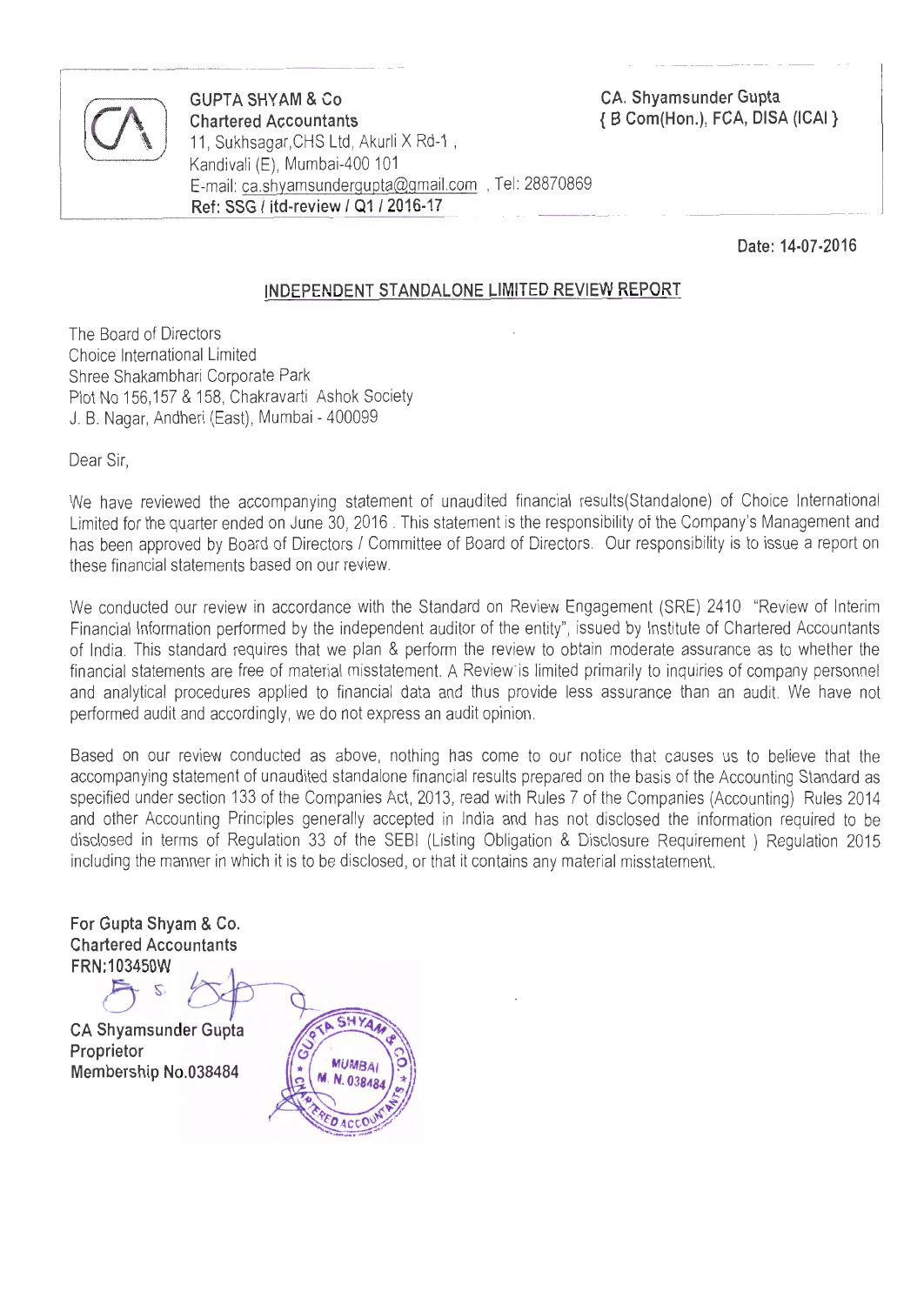**GUPTA SHYAM & Co**
**Chartered Accountants**
11, Sukhsagar,CHS Ltd, Akurli X Rd-1 ,
Kandivali (E), Mumbai-400 101
E-mail: ca.shyamsundergupta@gmail.com , Tel: 28870869
**Ref: SSG / itd-review / Q1 / 2016-17**

CA. Shyamsunder Gupta
{ B Com(Hon.), FCA, DISA (ICAI }

**Date: 14-07-2016**

## INDEPENDENT STANDALONE LIMITED REVIEW REPORT

The Board of Directors
Choice International Limited
Shree Shakambhari Corporate Park
Plot No 156,157 & 158, Chakravarti Ashok Society
J. B. Nagar, Andheri (East), Mumbai - 400099

Dear Sir,

We have reviewed the accompanying statement of unaudited financial results(Standalone) of Choice International Limited for the quarter ended on June 30, 2016 . This statement is the responsibility of the Company's Management and has been approved by Board of Directors / Committee of Board of Directors. Our responsibility is to issue a report on these financial statements based on our review.

We conducted our review in accordance with the Standard on Review Engagement (SRE) 2410 "Review of Interim Financial Information performed by the independent auditor of the entity", issued by Institute of Chartered Accountants of India. This standard requires that we plan & perform the review to obtain moderate assurance as to whether the financial statements are free of material misstatement. A Review is limited primarily to inquiries of company personnel and analytical procedures applied to financial data and thus provide less assurance than an audit. We have not performed audit and accordingly, we do not express an audit opinion.

Based on our review conducted as above, nothing has come to our notice that causes us to believe that the accompanying statement of unaudited standalone financial results prepared on the basis of the Accounting Standard as specified under section 133 of the Companies Act, 2013, read with Rules 7 of the Companies (Accounting) Rules 2014 and other Accounting Principles generally accepted in India and has not disclosed the information required to be disclosed in terms of Regulation 33 of the SEBI (Listing Obligation & Disclosure Requirement ) Regulation 2015 including the manner in which it is to be disclosed, or that it contains any material misstatement.

**For Gupta Shyam & Co.**
**Chartered Accountants**
**FRN:103450W**

**CA Shyamsunder Gupta**
**Proprietor**
**Membership No.038484**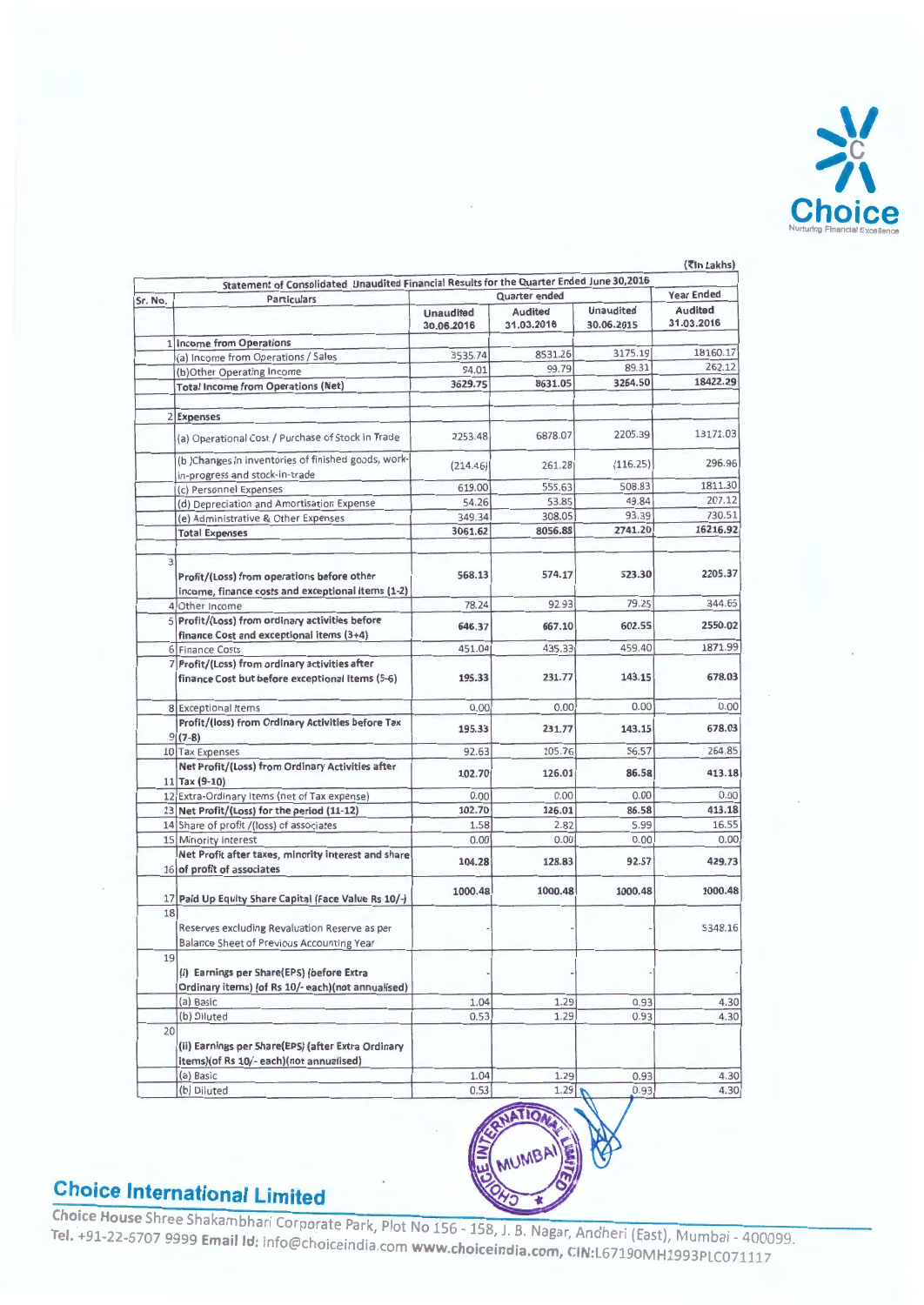Choice

Nurturing Financial Excellence

(₹In Lakhs)

| Sr. No. | Particulars | Quarter ended | | | Year Ended |
|---|---|---|---|---|---|
| | | Unaudited 30.06.2016 | Audited 31.03.2016 | Unaudited 30.06.2015 | Audited 31.03.2016 |
| | **Statement of Consolidated Unaudited Financial Results for the Quarter Ended June 30,2016** | | | | |
| 1 | **Income from Operations** | | | | |
| | (a) Income from Operations / Sales | 3535.74 | 8531.26 | 3175.19 | 18160.17 |
| | (b)Other Operating Income | 94.01 | 99.79 | 89.31 | 262.12 |
| | **Total Income from Operations (Net)** | 3629.75 | 8631.05 | 3264.50 | 18422.29 |
| 2 | **Expenses** | | | | |
| | (a) Operational Cost / Purchase of Stock in Trade | 2253.48 | 6878.07 | 2205.39 | 13171.03 |
| | (b )Changes in inventories of finished goods, work-in-progress and stock-in-trade | (214.46) | 261.28 | (116.25) | 296.96 |
| | (c) Personnel Expenses | 619.00 | 555.63 | 508.83 | 1811.30 |
| | (d) Depreciation and Amortisation Expense | 54.26 | 53.85 | 49.84 | 207.12 |
| | (e) Administrative & Other Expenses | 349.34 | 308.05 | 93.39 | 730.51 |
| | **Total Expenses** | 3061.62 | 8056.88 | 2741.20 | 16216.92 |
| 3 | **Profit/(Loss) from operations before other income, finance costs and exceptional items (1-2)** | 568.13 | 574.17 | 523.30 | 2205.37 |
| 4 | Other Income | 78.24 | 92.93 | 79.25 | 344.65 |
| 5 | **Profit/(Loss) from ordinary activities before finance Cost and exceptional items (3+4)** | 646.37 | 667.10 | 602.55 | 2550.02 |
| 6 | Finance Costs | 451.04 | 435.33 | 459.40 | 1871.99 |
| 7 | **Profit/(Loss) from ordinary activities after finance Cost but before exceptional Items (5-6)** | 195.33 | 231.77 | 143.15 | 678.03 |
| 8 | Exceptional Items | 0.00 | 0.00 | 0.00 | 0.00 |
| 9 | **Profit/(loss) from Ordinary Activities before Tax (7-8)** | 195.33 | 231.77 | 143.15 | 678.03 |
| 10 | Tax Expenses | 92.63 | 105.76 | 56.57 | 264.85 |
| 11 | **Net Profit/(Loss) from Ordinary Activities after Tax (9-10)** | 102.70 | 126.01 | 86.58 | 413.18 |
| 12 | Extra-Ordinary Items (net of Tax expense) | 0.00 | 0.00 | 0.00 | 0.00 |
| 13 | **Net Profit/(Loss) for the period (11-12)** | 102.70 | 126.01 | 86.58 | 413.18 |
| 14 | Share of profit /(loss) of associates | 1.58 | 2.82 | 5.99 | 16.55 |
| 15 | Minority Interest | 0.00 | 0.00 | 0.00 | 0.00 |
| 16 | **Net Profit after taxes, minority interest and share of profit of associates** | 104.28 | 128.83 | 92.57 | 429.73 |
| 17 | **Paid Up Equity Share Capital (Face Value Rs 10/-)** | 1000.48 | 1000.48 | 1000.48 | 1000.48 |
| 18 | Reserves excluding Revaluation Reserve as per Balance Sheet of Previous Accounting Year | - | - | - | 5348.16 |
| 19 | **(i) Earnings per Share(EPS) (before Extra Ordinary items) (of Rs 10/- each)(not annualised)** | - | - | - | - |
| | (a) Basic | 1.04 | 1.29 | 0.93 | 4.30 |
| | (b) Diluted | 0.53 | 1.29 | 0.93 | 4.30 |
| 20 | **(ii) Earnings per Share(EPS) (after Extra Ordinary items)(of Rs 10/- each)(not annualised)** | | | | |
| | (a) Basic | 1.04 | 1.29 | 0.93 | 4.30 |
| | (b) Diluted | 0.53 | 1.29 | 0.93 | 4.30 |

**Choice International Limited**

**Choice House** Shree Shakambhari Corporate Park, Plot No 156 - 158, J. B. Nagar, Andheri (East), Mumbai - 400099.
**Tel.** +91-22-6707 9999 **Email Id:** info@choiceindia.com **www.choiceindia.com**, **CIN:**L67190MH1993PLC071117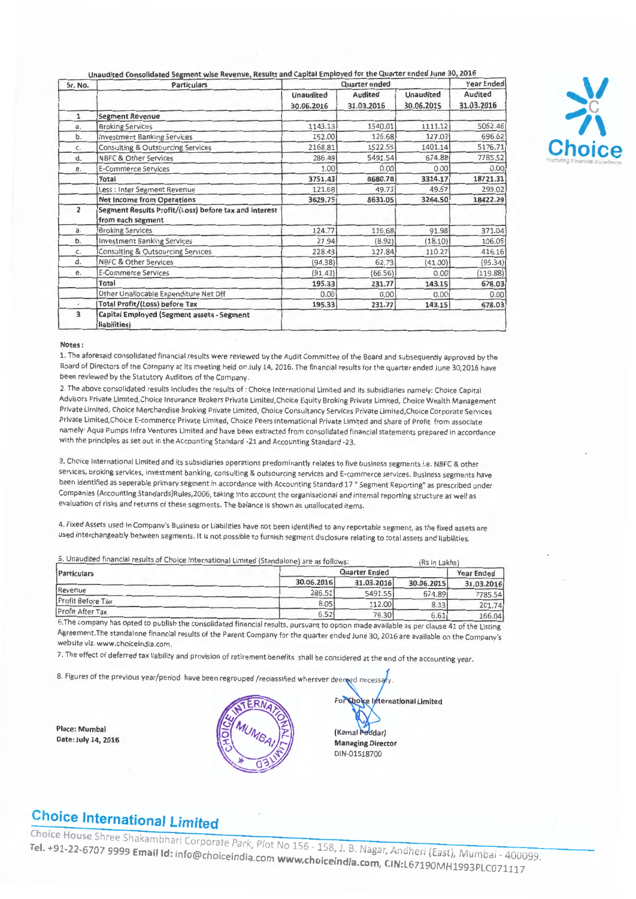**Unaudited Consolidated Segment wise Revenue, Results and Capital Employed for the Quarter ended June 30, 2016**

| Sr. No. | Particulars | Quarter ended | | | Year Ended |
|---|---|---|---|---|---|
| | | Unaudited 30.06.2016 | Audited 31.03.2016 | Unaudited 30.06.2015 | Audited 31.03.2016 |
| 1 | **Segment Revenue** | | | | |
| a. | Broking Services | 1143.13 | 1540.01 | 1111.12 | 5062.46 |
| b. | Investment Banking Services | 152.00 | 126.68 | 127.03 | 696.62 |
| c. | Consulting & Outsourcing Services | 2168.81 | 1522.55 | 1401.14 | 5176.71 |
| d. | NBFC & Other Services | 286.49 | 5491.54 | 674.88 | 7785.52 |
| e. | E-Commerce Services | 1.00 | 0.00 | 0.00 | 0.00 |
| | **Total** | **3751.43** | **8680.78** | **3314.17** | **18721.31** |
| | Less : Inter Segment Revenue | 121.68 | 49.73 | 49.67 | 299.02 |
| | **Net Income from Operations** | **3629.75** | **8631.05** | **3264.50** | **18422.29** |
| 2 | **Segment Results Profit/(Loss) before tax and interest from each segment** | | | | |
| a. | Broking Services | 124.77 | 116.68 | 91.98 | 371.04 |
| b. | Investment Banking Services | 27.94 | (8.92) | (18.10) | 106.05 |
| c. | Consulting & Outsourcing Services | 228.43 | 127.84 | 110.27 | 416.16 |
| d. | NBFC & Other Services | (94.38) | 62.73 | (41.00) | (95.34) |
| e. | E-Commerce Services | (91.43) | (66.56) | 0.00 | (119.88) |
| | **Total** | **195.33** | **231.77** | **143.15** | **678.03** |
| | Other Unallocable Expenditure Net Off | 0.00 | 0.00 | 0.00 | 0.00 |
| - | **Total Profit/(Loss) before Tax** | **195.33** | **231.77** | **143.15** | **678.03** |
| 3 | **Capital Employed (Segment assets - Segment liabilities)** | | | | |

**Notes :**

1. The aforesaid consolidated financial results were reviewed by the Audit Committee of the Board and subsequently approved by the Board of Directors of the Company at its meeting held on July 14, 2016. The financial results for the quarter ended June 30,2016 have been reviewed by the Statutory Auditors of the Company.

2. The above consolidated results includes the results of : Choice International Limited and its subsidiaries namely: Choice Capital Advisors Private Limited,Choice Insurance Brokers Private Limited,Choice Equity Broking Private Limited, Choice Wealth Management Private Limited, Choice Merchandise Broking Private Limited, Choice Consultancy Services Private Limited,Choice Corporate Services Private Limited,Choice E-commerce Private Limited, Choice Peers International Private Limited and share of Profit from associate namely: Aqua Pumps Infra Ventures Limited and have been extracted from consolidated financial statements prepared in accordance with the principles as set out in the Accounting Standard -21 and Accounting Standard -23.

3. Choice International Limited and its subsidiaries operations predominantly relates to five business segments i.e. NBFC & other services, broking services, investment banking, consulting & outsourcing services and E-commerce services. Business segments have been identified as seperable primary segment in accordance with Accounting Standard 17 " Segment Reporting" as prescribed under Companies (Accounting Standards)Rules,2006, taking into account the organisational and internal reporting structure as well as evaluation of risks and returns of these segments. The balance is shown as unallocated items.

4. Fixed Assets used in Company's Business or Liabilities have not been identified to any reportable segment, as the fixed assets are used interchangeably between segments. It is not possible to furnish segment disclosure relating to total assets and liabilities.

5. Unaudited financial results of Choice International Limited (Standalone) are as follows: (Rs in Lakhs)

| Particulars | Quarter Ended | | | Year Ended |
|---|---|---|---|---|
| | 30.06.2016 | 31.03.2016 | 30.06.2015 | 31.03.2016 |
| Revenue | 286.51 | 5491.55 | 674.89 | 7785.54 |
| Profit Before Tax | 8.05 | 112.00 | 8.33 | 201.74 |
| Profit After Tax | 6.52 | 76.30 | 6.61 | 166.04 |

6.The company has opted to publish the consolidated financial results, pursuant to option made available as per clause 41 of the Listing Agreement.The standalone financial results of the Parent Company for the quarter ended June 30, 2016 are available on the Company's website viz. www.choiceindia.com.

7. The effect of deferred tax liability and provision of retirement benefits shall be considered at the end of the accounting year.

8. Figures of the previous year/period have been regrouped /reclassified wherever deemed necessary.

For Choice International Limited

(Kamal Poddar)
Managing Director
DIN-01518700

Place: Mumbai
Date: July 14, 2016

**Choice International Limited**

Choice House Shree Shakambhari Corporate Park, Plot No 156 - 158, J. B. Nagar, Andheri (East), Mumbai - 400099.
Tel. +91-22-6707 9999 Email Id: info@choiceindia.com www.choiceindia.com, CIN:L67190MH1993PLC071117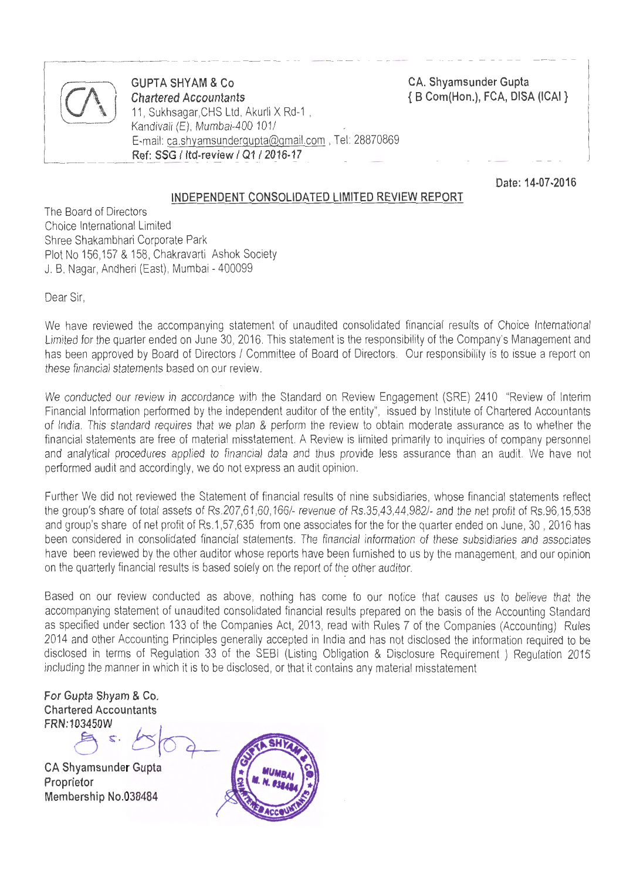**GUPTA SHYAM & Co**
*Chartered Accountants*
11, Sukhsagar,CHS Ltd, Akurli X Rd-1 ,
Kandivali (E), Mumbai-400 101/
E-mail: ca.shyamsundergupta@gmail.com , Tel: 28870869
**Ref: SSG / ltd-review / Q1 / 2016-17**

CA. Shyamsunder Gupta
{ B Com(Hon.), FCA, DISA (ICAI }

**Date: 14-07-2016**

## INDEPENDENT CONSOLIDATED LIMITED REVIEW REPORT

The Board of Directors
Choice International Limited
Shree Shakambhari Corporate Park
Plot No 156,157 & 158, Chakravarti Ashok Society
J. B. Nagar, Andheri (East), Mumbai - 400099

Dear Sir,

We have reviewed the accompanying statement of unaudited consolidated financial results of Choice International Limited for the quarter ended on June 30, 2016. This statement is the responsibility of the Company's Management and has been approved by Board of Directors / Committee of Board of Directors. Our responsibility is to issue a report on these financial statements based on our review.

We conducted our review in accordance with the Standard on Review Engagement (SRE) 2410 "Review of Interim Financial Information performed by the independent auditor of the entity", issued by Institute of Chartered Accountants of India. This standard requires that we plan & perform the review to obtain moderate assurance as to whether the financial statements are free of material misstatement. A Review is limited primarily to inquiries of company personnel and analytical procedures applied to financial data and thus provide less assurance than an audit. We have not performed audit and accordingly, we do not express an audit opinion.

Further We did not reviewed the Statement of financial results of nine subsidiaries, whose financial statements reflect the group's share of total assets of Rs.207,61,60,166/- revenue of Rs.35,43,44,982/- and the net profit of Rs.96,15,538 and group's share of net profit of Rs.1,57,635 from one associates for the for the quarter ended on June, 30 , 2016 has been considered in consolidated financial statements. The financial information of these subsidiaries and associates have been reviewed by the other auditor whose reports have been furnished to us by the management, and our opinion on the quarterly financial results is based solely on the report of the other auditor.

Based on our review conducted as above, nothing has come to our notice that causes us to believe that the accompanying statement of unaudited consolidated financial results prepared on the basis of the Accounting Standard as specified under section 133 of the Companies Act, 2013, read with Rules 7 of the Companies (Accounting) Rules 2014 and other Accounting Principles generally accepted in India and has not disclosed the information required to be disclosed in terms of Regulation 33 of the SEBI (Listing Obligation & Disclosure Requirement ) Regulation 2015 including the manner in which it is to be disclosed, or that it contains any material misstatement

**For Gupta Shyam & Co.**
**Chartered Accountants**
**FRN:103450W**

**CA Shyamsunder Gupta**
**Proprietor**
**Membership No.038484**